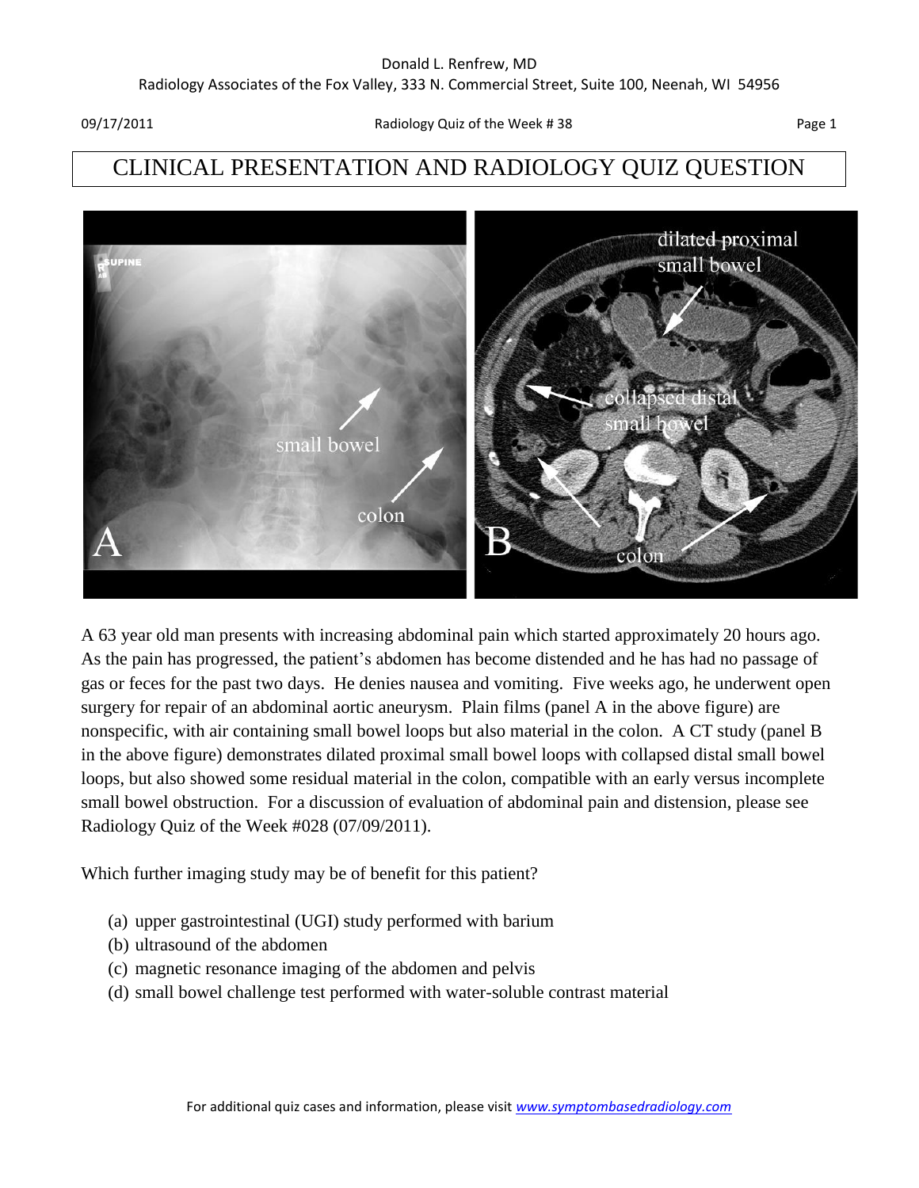# CLINICAL PRESENTATION AND RADIOLOGY QUIZ QUESTION

A 63 year old man presents with increasing abdominal pain which started approximately 20 hours ago. As the pain has progressed, the patient's abdomen has become distended and he has had no passage of gas or feces for the past two days. He denies nausea and vomiting. Five weeks ago, he underwent open surgery for repair of an abdominal aortic aneurysm. Plain films (panel A in the above figure) are nonspecific, with air containing small bowel loops but also material in the colon. A CT study (panel B in the above figure) demonstrates dilated proximal small bowel loops with collapsed distal small bowel loops, but also showed some residual material in the colon, compatible with an early versus incomplete small bowel obstruction. For a discussion of evaluation of abdominal pain and distension, please see Radiology Quiz of the Week #028 (07/09/2011).

Which further imaging study may be of benefit for this patient?

(a) upper gastrointestinal (UGI) study performed with barium
(b) ultrasound of the abdomen
(c) magnetic resonance imaging of the abdomen and pelvis
(d) small bowel challenge test performed with water-soluble contrast material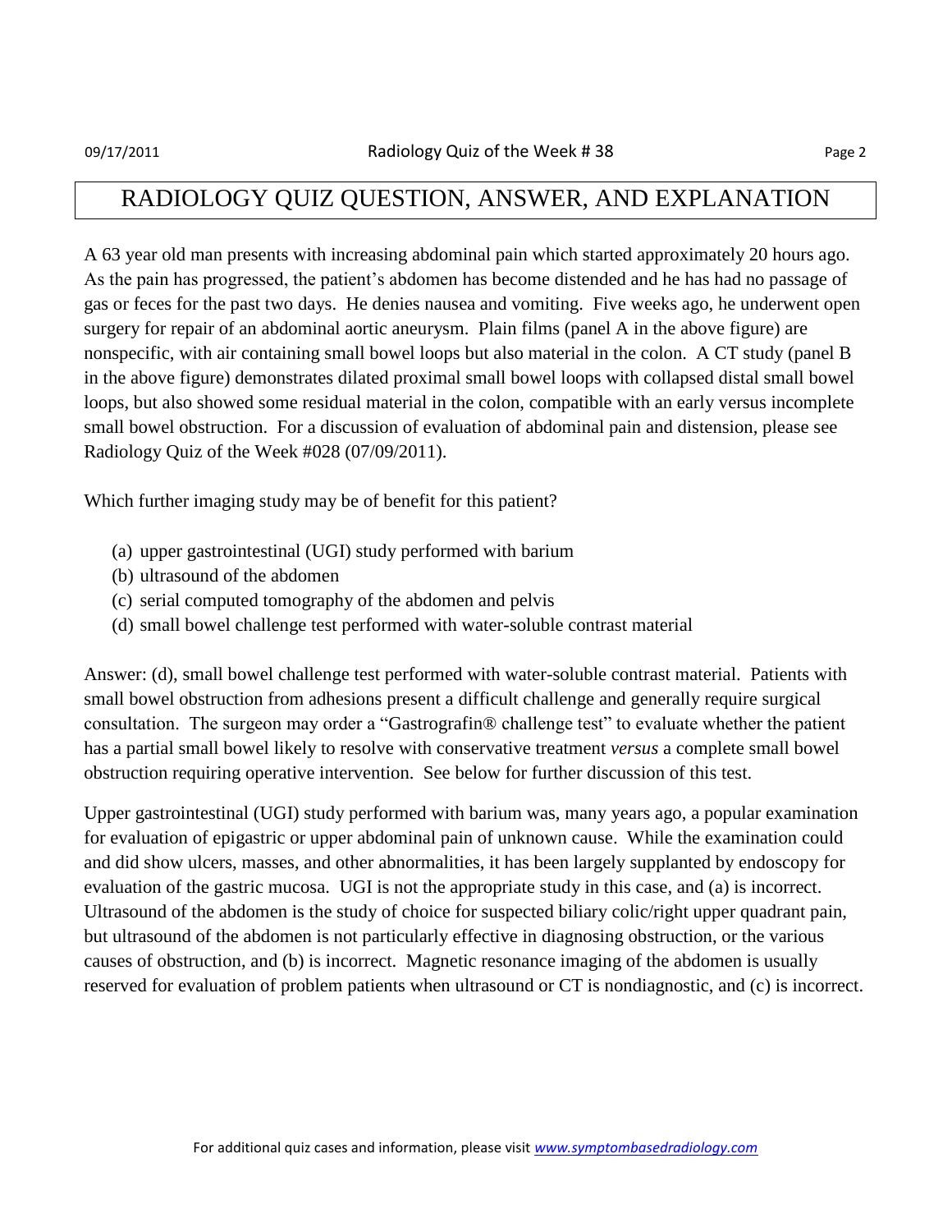# RADIOLOGY QUIZ QUESTION, ANSWER, AND EXPLANATION

A 63 year old man presents with increasing abdominal pain which started approximately 20 hours ago. As the pain has progressed, the patient's abdomen has become distended and he has had no passage of gas or feces for the past two days. He denies nausea and vomiting. Five weeks ago, he underwent open surgery for repair of an abdominal aortic aneurysm. Plain films (panel A in the above figure) are nonspecific, with air containing small bowel loops but also material in the colon. A CT study (panel B in the above figure) demonstrates dilated proximal small bowel loops with collapsed distal small bowel loops, but also showed some residual material in the colon, compatible with an early versus incomplete small bowel obstruction. For a discussion of evaluation of abdominal pain and distension, please see Radiology Quiz of the Week #028 (07/09/2011).

Which further imaging study may be of benefit for this patient?

(a) upper gastrointestinal (UGI) study performed with barium
(b) ultrasound of the abdomen
(c) serial computed tomography of the abdomen and pelvis
(d) small bowel challenge test performed with water-soluble contrast material

Answer: (d), small bowel challenge test performed with water-soluble contrast material. Patients with small bowel obstruction from adhesions present a difficult challenge and generally require surgical consultation. The surgeon may order a "Gastrografin® challenge test" to evaluate whether the patient has a partial small bowel likely to resolve with conservative treatment *versus* a complete small bowel obstruction requiring operative intervention. See below for further discussion of this test.

Upper gastrointestinal (UGI) study performed with barium was, many years ago, a popular examination for evaluation of epigastric or upper abdominal pain of unknown cause. While the examination could and did show ulcers, masses, and other abnormalities, it has been largely supplanted by endoscopy for evaluation of the gastric mucosa. UGI is not the appropriate study in this case, and (a) is incorrect. Ultrasound of the abdomen is the study of choice for suspected biliary colic/right upper quadrant pain, but ultrasound of the abdomen is not particularly effective in diagnosing obstruction, or the various causes of obstruction, and (b) is incorrect. Magnetic resonance imaging of the abdomen is usually reserved for evaluation of problem patients when ultrasound or CT is nondiagnostic, and (c) is incorrect.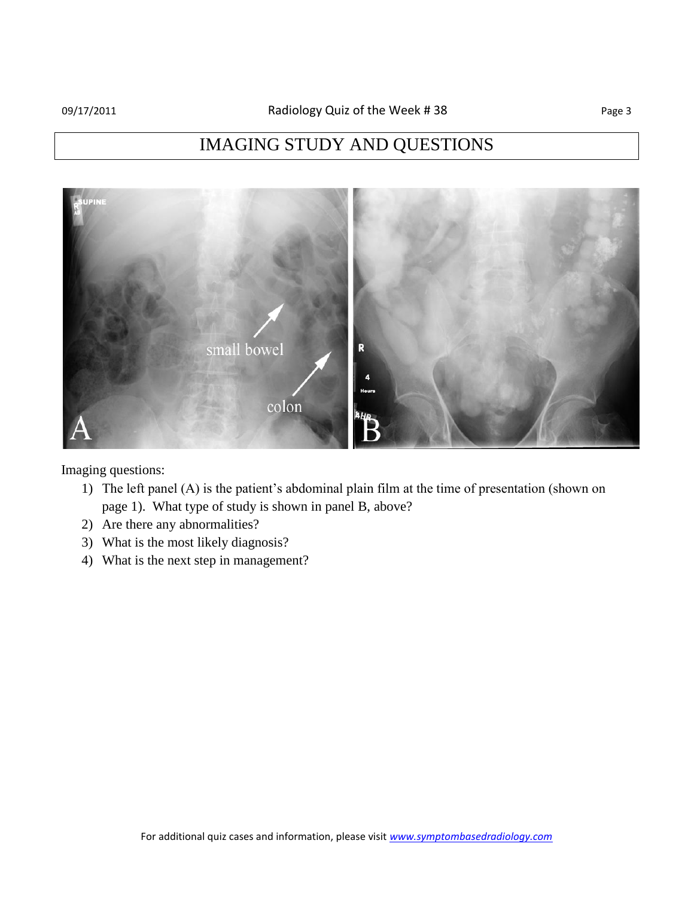# IMAGING STUDY AND QUESTIONS

Imaging questions:

1) The left panel (A) is the patient's abdominal plain film at the time of presentation (shown on page 1). What type of study is shown in panel B, above?
2) Are there any abnormalities?
3) What is the most likely diagnosis?
4) What is the next step in management?

For additional quiz cases and information, please visit *www.symptombasedradiology.com*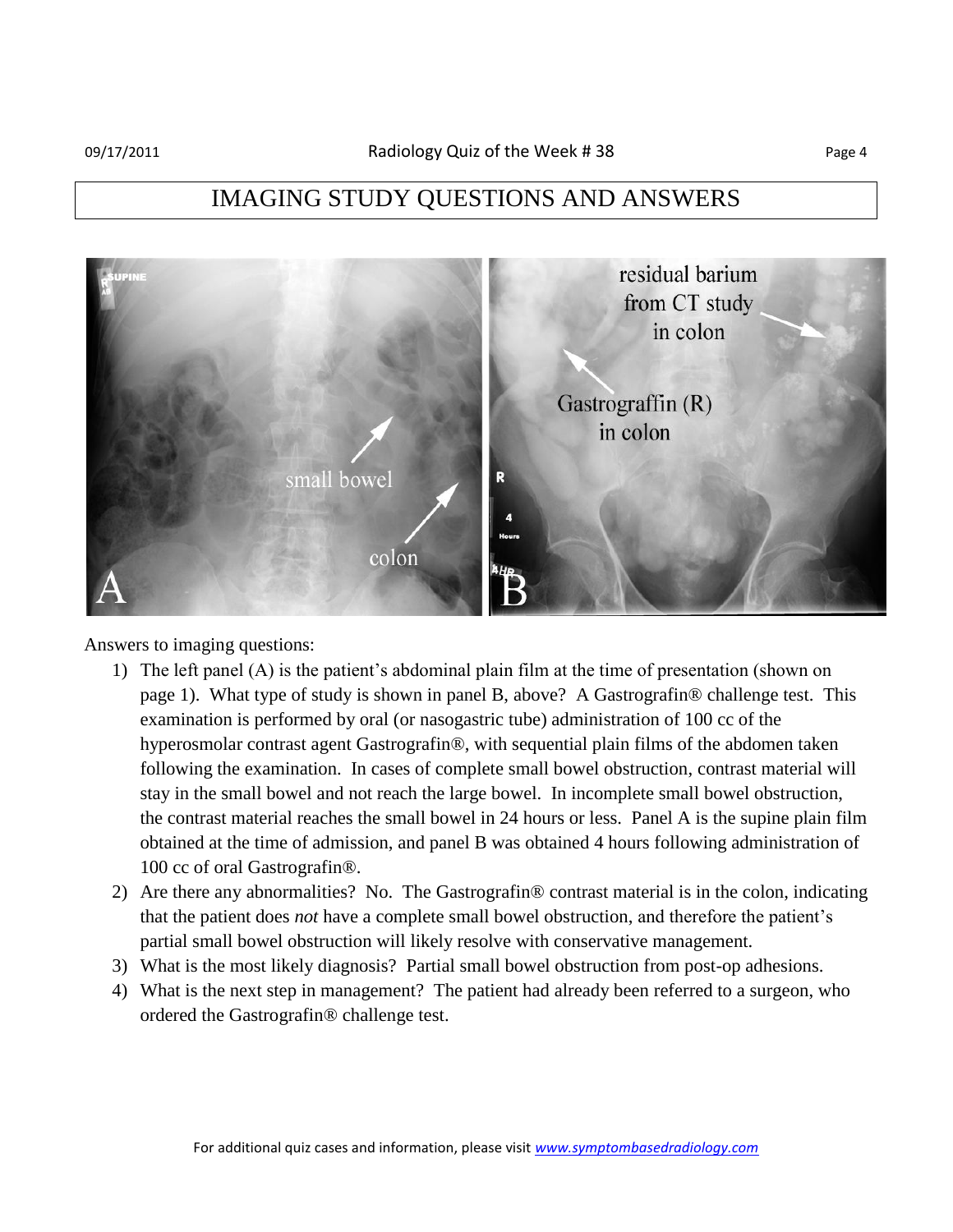# IMAGING STUDY QUESTIONS AND ANSWERS

Answers to imaging questions:

1) The left panel (A) is the patient's abdominal plain film at the time of presentation (shown on page 1). What type of study is shown in panel B, above? A Gastrografin® challenge test. This examination is performed by oral (or nasogastric tube) administration of 100 cc of the hyperosmolar contrast agent Gastrografin®, with sequential plain films of the abdomen taken following the examination. In cases of complete small bowel obstruction, contrast material will stay in the small bowel and not reach the large bowel. In incomplete small bowel obstruction, the contrast material reaches the small bowel in 24 hours or less. Panel A is the supine plain film obtained at the time of admission, and panel B was obtained 4 hours following administration of 100 cc of oral Gastrografin®.
2) Are there any abnormalities? No. The Gastrografin® contrast material is in the colon, indicating that the patient does *not* have a complete small bowel obstruction, and therefore the patient's partial small bowel obstruction will likely resolve with conservative management.
3) What is the most likely diagnosis? Partial small bowel obstruction from post-op adhesions.
4) What is the next step in management? The patient had already been referred to a surgeon, who ordered the Gastrografin® challenge test.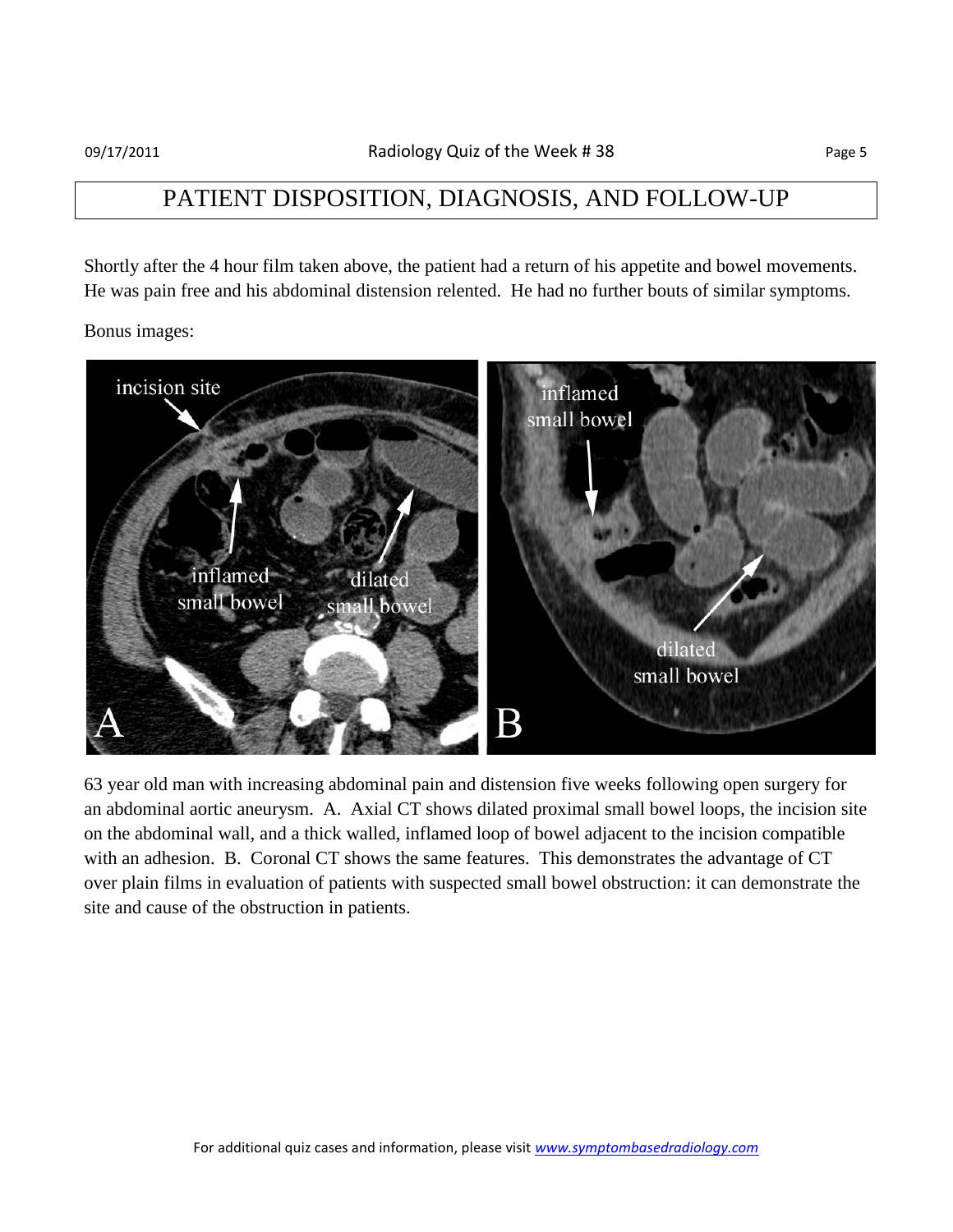## PATIENT DISPOSITION, DIAGNOSIS, AND FOLLOW-UP

Shortly after the 4 hour film taken above, the patient had a return of his appetite and bowel movements. He was pain free and his abdominal distension relented. He had no further bouts of similar symptoms.

Bonus images:

63 year old man with increasing abdominal pain and distension five weeks following open surgery for an abdominal aortic aneurysm. A. Axial CT shows dilated proximal small bowel loops, the incision site on the abdominal wall, and a thick walled, inflamed loop of bowel adjacent to the incision compatible with an adhesion. B. Coronal CT shows the same features. This demonstrates the advantage of CT over plain films in evaluation of patients with suspected small bowel obstruction: it can demonstrate the site and cause of the obstruction in patients.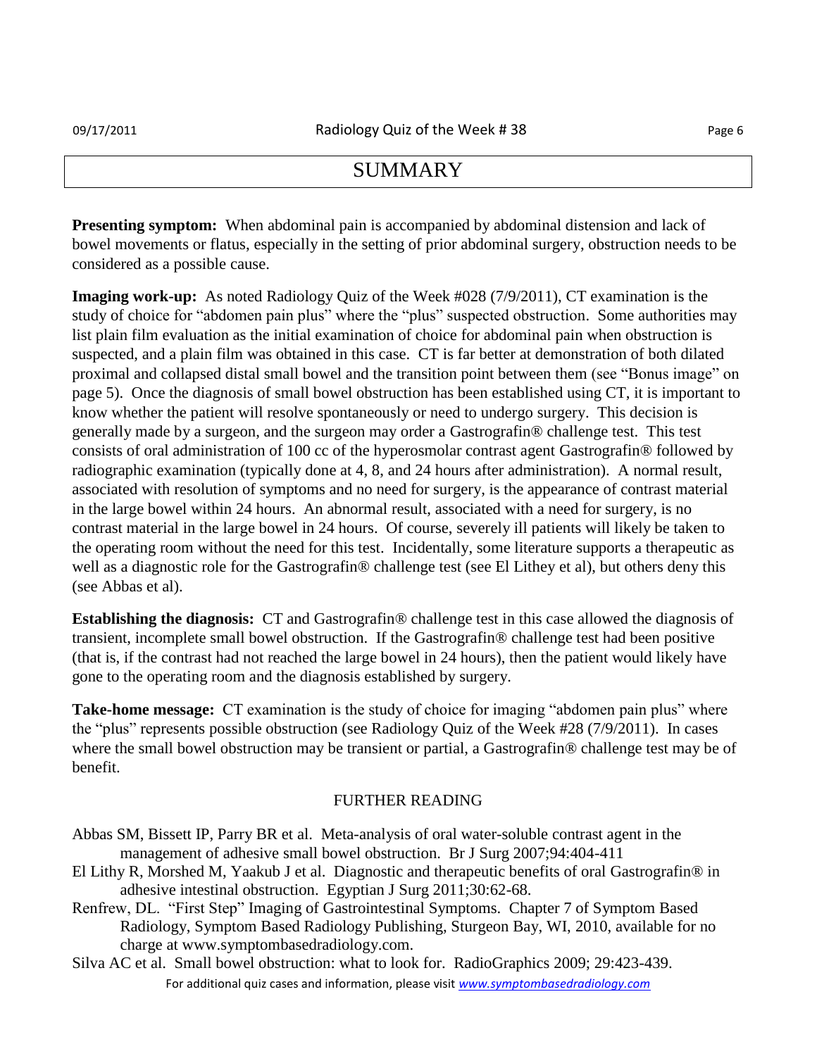# SUMMARY

**Presenting symptom:** When abdominal pain is accompanied by abdominal distension and lack of bowel movements or flatus, especially in the setting of prior abdominal surgery, obstruction needs to be considered as a possible cause.

**Imaging work-up:** As noted Radiology Quiz of the Week #028 (7/9/2011), CT examination is the study of choice for "abdomen pain plus" where the "plus" suspected obstruction. Some authorities may list plain film evaluation as the initial examination of choice for abdominal pain when obstruction is suspected, and a plain film was obtained in this case. CT is far better at demonstration of both dilated proximal and collapsed distal small bowel and the transition point between them (see "Bonus image" on page 5). Once the diagnosis of small bowel obstruction has been established using CT, it is important to know whether the patient will resolve spontaneously or need to undergo surgery. This decision is generally made by a surgeon, and the surgeon may order a Gastrografin® challenge test. This test consists of oral administration of 100 cc of the hyperosmolar contrast agent Gastrografin® followed by radiographic examination (typically done at 4, 8, and 24 hours after administration). A normal result, associated with resolution of symptoms and no need for surgery, is the appearance of contrast material in the large bowel within 24 hours. An abnormal result, associated with a need for surgery, is no contrast material in the large bowel in 24 hours. Of course, severely ill patients will likely be taken to the operating room without the need for this test. Incidentally, some literature supports a therapeutic as well as a diagnostic role for the Gastrografin® challenge test (see El Lithey et al), but others deny this (see Abbas et al).

**Establishing the diagnosis:** CT and Gastrografin® challenge test in this case allowed the diagnosis of transient, incomplete small bowel obstruction. If the Gastrografin® challenge test had been positive (that is, if the contrast had not reached the large bowel in 24 hours), then the patient would likely have gone to the operating room and the diagnosis established by surgery.

**Take-home message:** CT examination is the study of choice for imaging "abdomen pain plus" where the "plus" represents possible obstruction (see Radiology Quiz of the Week #28 (7/9/2011). In cases where the small bowel obstruction may be transient or partial, a Gastrografin® challenge test may be of benefit.

## FURTHER READING

Abbas SM, Bissett IP, Parry BR et al. Meta-analysis of oral water-soluble contrast agent in the management of adhesive small bowel obstruction. Br J Surg 2007;94:404-411

El Lithy R, Morshed M, Yaakub J et al. Diagnostic and therapeutic benefits of oral Gastrografin® in adhesive intestinal obstruction. Egyptian J Surg 2011;30:62-68.

Renfrew, DL. "First Step" Imaging of Gastrointestinal Symptoms. Chapter 7 of Symptom Based Radiology, Symptom Based Radiology Publishing, Sturgeon Bay, WI, 2010, available for no charge at www.symptombasedradiology.com.

Silva AC et al. Small bowel obstruction: what to look for. RadioGraphics 2009; 29:423-439.

For additional quiz cases and information, please visit www.symptombasedradiology.com